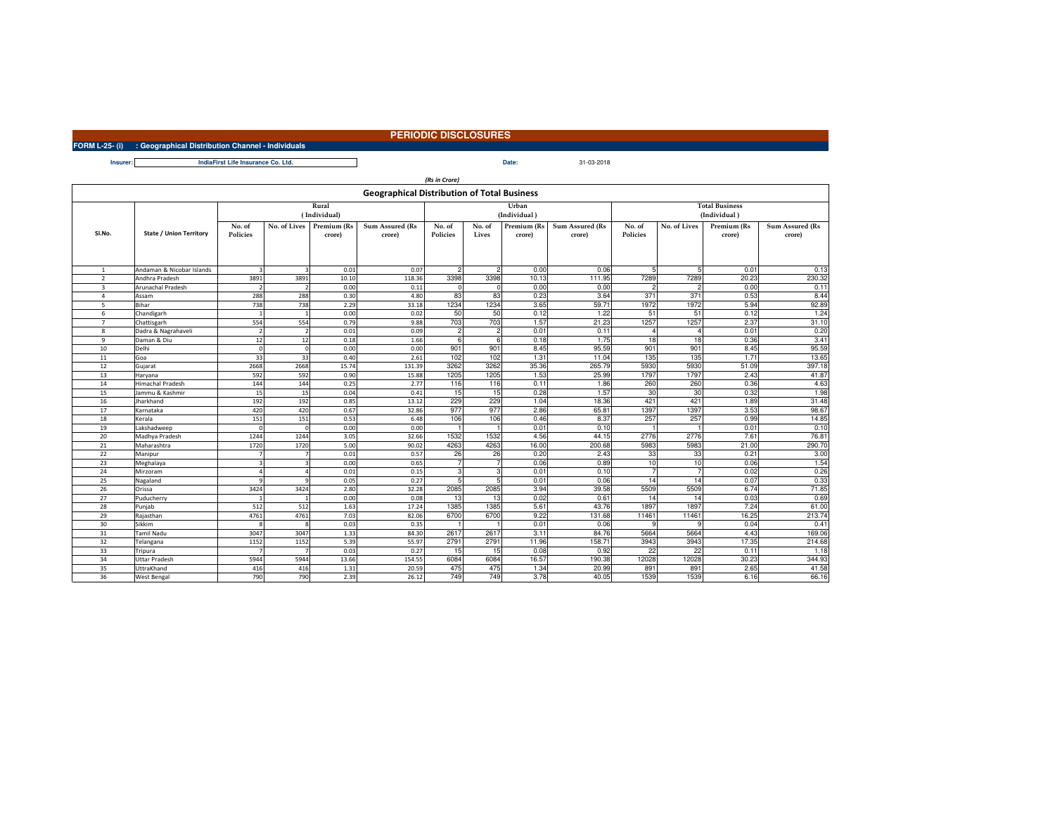# PERIODIC DISCLOSURES

**FORM L-25- (i) : Geographical Distribution Channel - Individuals**

**Insurer:** IndiaFirst Life Insurance Co. Ltd.

**Date:** 31-03-2018

*(Rs in Crore)*

## Geographical Distribution of Total Business

| Sl.No. | State / Union Territory | Rural (Individual) | | | | Urban (Individual) | | | | Total Business (Individual) | | | |
|---|---|---|---|---|---|---|---|---|---|---|---|---|---|
| | | No. of Policies | No. of Lives | Premium (Rs crore) | Sum Assured (Rs crore) | No. of Policies | No. of Lives | Premium (Rs crore) | Sum Assured (Rs crore) | No. of Policies | No. of Lives | Premium (Rs crore) | Sum Assured (Rs crore) |
| 1 | Andaman & Nicobar Islands | 3 | 3 | 0.01 | 0.07 | 2 | 2 | 0.00 | 0.06 | 5 | 5 | 0.01 | 0.13 |
| 2 | Andhra Pradesh | 3891 | 3891 | 10.10 | 118.36 | 3398 | 3398 | 10.13 | 111.95 | 7289 | 7289 | 20.23 | 230.32 |
| 3 | Arunachal Pradesh | 2 | 2 | 0.00 | 0.11 | 0 | 0 | 0.00 | 0.00 | 2 | 2 | 0.00 | 0.11 |
| 4 | Assam | 288 | 288 | 0.30 | 4.80 | 83 | 83 | 0.23 | 3.64 | 371 | 371 | 0.53 | 8.44 |
| 5 | Bihar | 738 | 738 | 2.29 | 33.18 | 1234 | 1234 | 3.65 | 59.71 | 1972 | 1972 | 5.94 | 92.89 |
| 6 | Chandigarh | 1 | 1 | 0.00 | 0.02 | 50 | 50 | 0.12 | 1.22 | 51 | 51 | 0.12 | 1.24 |
| 7 | Chattisgarh | 554 | 554 | 0.79 | 9.88 | 703 | 703 | 1.57 | 21.23 | 1257 | 1257 | 2.37 | 31.10 |
| 8 | Dadra & Nagrahaveli | 2 | 2 | 0.01 | 0.09 | 2 | 2 | 0.01 | 0.11 | 4 | 4 | 0.01 | 0.20 |
| 9 | Daman & Diu | 12 | 12 | 0.18 | 1.66 | 6 | 6 | 0.18 | 1.75 | 18 | 18 | 0.36 | 3.41 |
| 10 | Delhi | 0 | 0 | 0.00 | 0.00 | 901 | 901 | 8.45 | 95.59 | 901 | 901 | 8.45 | 95.59 |
| 11 | Goa | 33 | 33 | 0.40 | 2.61 | 102 | 102 | 1.31 | 11.04 | 135 | 135 | 1.71 | 13.65 |
| 12 | Gujarat | 2668 | 2668 | 15.74 | 131.39 | 3262 | 3262 | 35.36 | 265.79 | 5930 | 5930 | 51.09 | 397.18 |
| 13 | Haryana | 592 | 592 | 0.90 | 15.88 | 1205 | 1205 | 1.53 | 25.99 | 1797 | 1797 | 2.43 | 41.87 |
| 14 | Himachal Pradesh | 144 | 144 | 0.25 | 2.77 | 116 | 116 | 0.11 | 1.86 | 260 | 260 | 0.36 | 4.63 |
| 15 | Jammu & Kashmir | 15 | 15 | 0.04 | 0.41 | 15 | 15 | 0.28 | 1.57 | 30 | 30 | 0.32 | 1.98 |
| 16 | Jharkhand | 192 | 192 | 0.85 | 13.12 | 229 | 229 | 1.04 | 18.36 | 421 | 421 | 1.89 | 31.48 |
| 17 | Karnataka | 420 | 420 | 0.67 | 32.86 | 977 | 977 | 2.86 | 65.81 | 1397 | 1397 | 3.53 | 98.67 |
| 18 | Kerala | 151 | 151 | 0.53 | 6.48 | 106 | 106 | 0.46 | 8.37 | 257 | 257 | 0.99 | 14.85 |
| 19 | Lakshadweep | 0 | 0 | 0.00 | 0.00 | 1 | 1 | 0.01 | 0.10 | 1 | 1 | 0.01 | 0.10 |
| 20 | Madhya Pradesh | 1244 | 1244 | 3.05 | 32.66 | 1532 | 1532 | 4.56 | 44.15 | 2776 | 2776 | 7.61 | 76.81 |
| 21 | Maharashtra | 1720 | 1720 | 5.00 | 90.02 | 4263 | 4263 | 16.00 | 200.68 | 5983 | 5983 | 21.00 | 290.70 |
| 22 | Manipur | 7 | 7 | 0.01 | 0.57 | 26 | 26 | 0.20 | 2.43 | 33 | 33 | 0.21 | 3.00 |
| 23 | Meghalaya | 3 | 3 | 0.00 | 0.65 | 7 | 7 | 0.06 | 0.89 | 10 | 10 | 0.06 | 1.54 |
| 24 | Mirzoram | 4 | 4 | 0.01 | 0.15 | 3 | 3 | 0.01 | 0.10 | 7 | 7 | 0.02 | 0.26 |
| 25 | Nagaland | 9 | 9 | 0.05 | 0.27 | 5 | 5 | 0.01 | 0.06 | 14 | 14 | 0.07 | 0.33 |
| 26 | Orissa | 3424 | 3424 | 2.80 | 32.28 | 2085 | 2085 | 3.94 | 39.58 | 5509 | 5509 | 6.74 | 71.85 |
| 27 | Puducherry | 1 | 1 | 0.00 | 0.08 | 13 | 13 | 0.02 | 0.61 | 14 | 14 | 0.03 | 0.69 |
| 28 | Punjab | 512 | 512 | 1.63 | 17.24 | 1385 | 1385 | 5.61 | 43.76 | 1897 | 1897 | 7.24 | 61.00 |
| 29 | Rajasthan | 4761 | 4761 | 7.03 | 82.06 | 6700 | 6700 | 9.22 | 131.68 | 11461 | 11461 | 16.25 | 213.74 |
| 30 | Sikkim | 8 | 8 | 0.03 | 0.35 | 1 | 1 | 0.01 | 0.06 | 9 | 9 | 0.04 | 0.41 |
| 31 | Tamil Nadu | 3047 | 3047 | 1.33 | 84.30 | 2617 | 2617 | 3.11 | 84.76 | 5664 | 5664 | 4.43 | 169.06 |
| 32 | Telangana | 1152 | 1152 | 5.39 | 55.97 | 2791 | 2791 | 11.96 | 158.71 | 3943 | 3943 | 17.35 | 214.68 |
| 33 | Tripura | 7 | 7 | 0.03 | 0.27 | 15 | 15 | 0.08 | 0.92 | 22 | 22 | 0.11 | 1.18 |
| 34 | Uttar Pradesh | 5944 | 5944 | 13.66 | 154.55 | 6084 | 6084 | 16.57 | 190.38 | 12028 | 12028 | 30.23 | 344.93 |
| 35 | UttraKhand | 416 | 416 | 1.31 | 20.59 | 475 | 475 | 1.34 | 20.99 | 891 | 891 | 2.65 | 41.58 |
| 36 | West Bengal | 790 | 790 | 2.39 | 26.12 | 749 | 749 | 3.78 | 40.05 | 1539 | 1539 | 6.16 | 66.16 |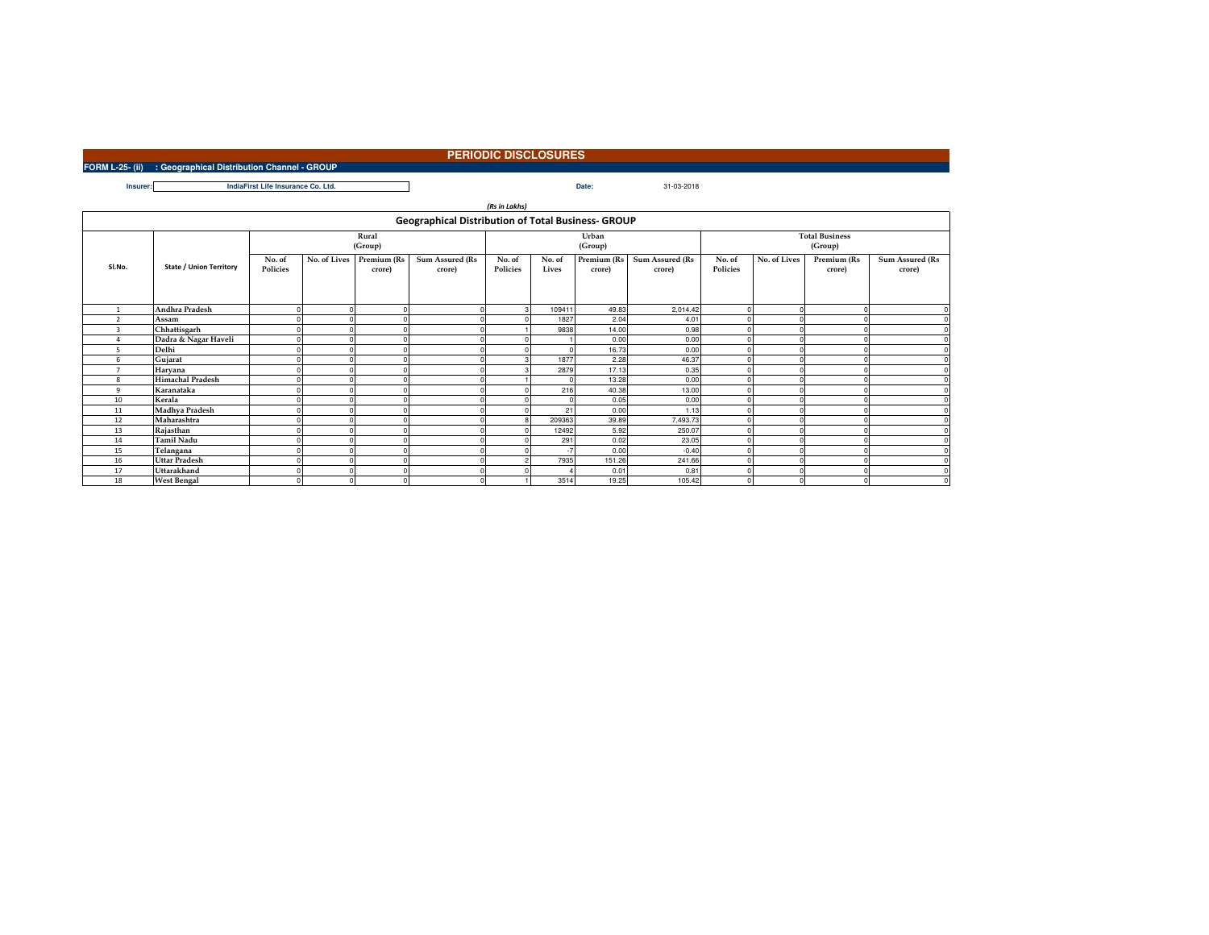# PERIODIC DISCLOSURES

**FORM L-25- (ii) : Geographical Distribution Channel - GROUP**

**Insurer:** IndiaFirst Life Insurance Co. Ltd.

**Date:** 31-03-2018

*(Rs in Lakhs)*

## Geographical Distribution of Total Business- GROUP

| Sl.No. | State / Union Territory | Rural (Group) | | | | Urban (Group) | | | | Total Business (Group) | | | |
|---|---|---|---|---|---|---|---|---|---|---|---|---|---|
| | | No. of Policies | No. of Lives | Premium (Rs crore) | Sum Assured (Rs crore) | No. of Policies | No. of Lives | Premium (Rs crore) | Sum Assured (Rs crore) | No. of Policies | No. of Lives | Premium (Rs crore) | Sum Assured (Rs crore) |
| 1 | Andhra Pradesh | 0 | 0 | 0 | 0 | 3 | 109411 | 49.83 | 2,014.42 | 0 | 0 | 0 | 0 |
| 2 | Assam | 0 | 0 | 0 | 0 | 0 | 1827 | 2.04 | 4.01 | 0 | 0 | 0 | 0 |
| 3 | Chhattisgarh | 0 | 0 | 0 | 0 | 1 | 9838 | 14.00 | 0.98 | 0 | 0 | 0 | 0 |
| 4 | Dadra & Nagar Haveli | 0 | 0 | 0 | 0 | 0 | 1 | 0.00 | 0.00 | 0 | 0 | 0 | 0 |
| 5 | Delhi | 0 | 0 | 0 | 0 | 0 | 0 | 16.73 | 0.00 | 0 | 0 | 0 | 0 |
| 6 | Gujarat | 0 | 0 | 0 | 0 | 3 | 1877 | 2.28 | 46.37 | 0 | 0 | 0 | 0 |
| 7 | Haryana | 0 | 0 | 0 | 0 | 3 | 2879 | 17.13 | 0.35 | 0 | 0 | 0 | 0 |
| 8 | Himachal Pradesh | 0 | 0 | 0 | 0 | 1 | 0 | 13.28 | 0.00 | 0 | 0 | 0 | 0 |
| 9 | Karanataka | 0 | 0 | 0 | 0 | 0 | 216 | 40.38 | 13.00 | 0 | 0 | 0 | 0 |
| 10 | Kerala | 0 | 0 | 0 | 0 | 0 | 0 | 0.05 | 0.00 | 0 | 0 | 0 | 0 |
| 11 | Madhya Pradesh | 0 | 0 | 0 | 0 | 0 | 21 | 0.00 | 1.13 | 0 | 0 | 0 | 0 |
| 12 | Maharashtra | 0 | 0 | 0 | 0 | 8 | 209363 | 39.89 | 7,493.73 | 0 | 0 | 0 | 0 |
| 13 | Rajasthan | 0 | 0 | 0 | 0 | 0 | 12492 | 5.92 | 250.07 | 0 | 0 | 0 | 0 |
| 14 | Tamil Nadu | 0 | 0 | 0 | 0 | 0 | 291 | 0.02 | 23.05 | 0 | 0 | 0 | 0 |
| 15 | Telangana | 0 | 0 | 0 | 0 | 0 | -7 | 0.00 | -0.40 | 0 | 0 | 0 | 0 |
| 16 | Uttar Pradesh | 0 | 0 | 0 | 0 | 2 | 7935 | 151.26 | 241.66 | 0 | 0 | 0 | 0 |
| 17 | Uttarakhand | 0 | 0 | 0 | 0 | 0 | 4 | 0.01 | 0.81 | 0 | 0 | 0 | 0 |
| 18 | West Bengal | 0 | 0 | 0 | 0 | 1 | 3514 | 19.25 | 105.42 | 0 | 0 | 0 | 0 |